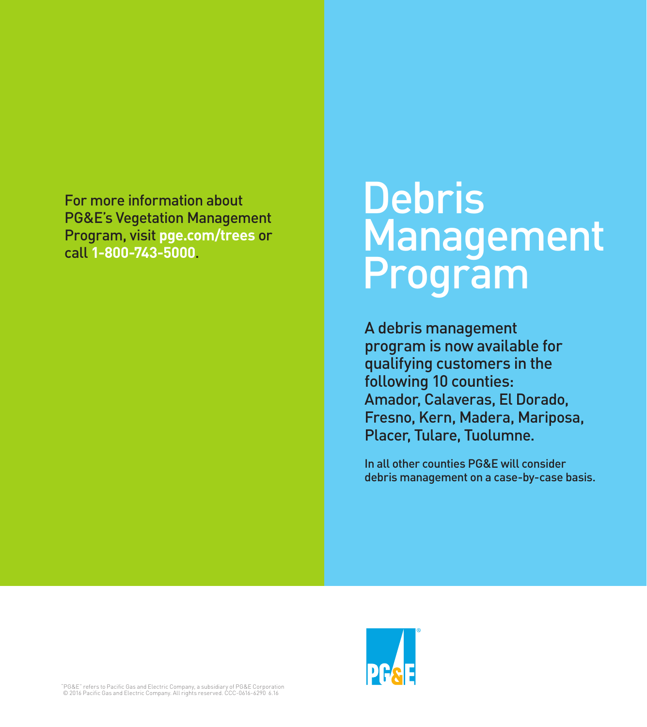For more information about PG&E's Vegetation Management Program, visit **pge.com/trees** or call **1-800-743-5000**.

# Debris Management Program

A debris management program is now available for qualifying customers in the following 10 counties: Amador, Calaveras, El Dorado, Fresno, Kern, Madera, Mariposa, Placer, Tulare, Tuolumne.

In all other counties PG&E will consider debris management on a case-by-case basis.

"PG&E" refers to Pacific Gas and Electric Company, a subsidiary of PG&E Corporation
© 2016 Pacific Gas and Electric Company. All rights reserved. CCC-0616-6290 6.16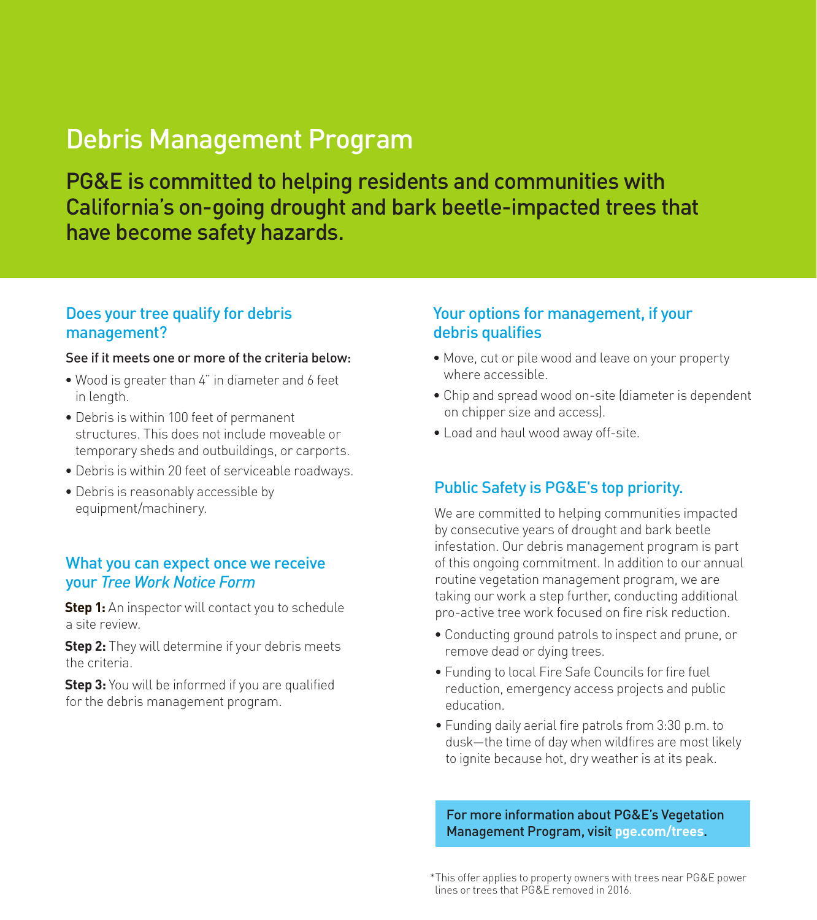# Debris Management Program

## PG&E is committed to helping residents and communities with California's on-going drought and bark beetle-impacted trees that have become safety hazards.

### Does your tree qualify for debris management?

See if it meets one or more of the criteria below:

- Wood is greater than 4" in diameter and 6 feet in length.
- Debris is within 100 feet of permanent structures. This does not include moveable or temporary sheds and outbuildings, or carports.
- Debris is within 20 feet of serviceable roadways.
- Debris is reasonably accessible by equipment/machinery.

### What you can expect once we receive your *Tree Work Notice Form*

**Step 1:** An inspector will contact you to schedule a site review.

**Step 2:** They will determine if your debris meets the criteria.

**Step 3:** You will be informed if you are qualified for the debris management program.

### Your options for management, if your debris qualifies

- Move, cut or pile wood and leave on your property where accessible.
- Chip and spread wood on-site (diameter is dependent on chipper size and access).
- Load and haul wood away off-site.

### Public Safety is PG&E's top priority.

We are committed to helping communities impacted by consecutive years of drought and bark beetle infestation. Our debris management program is part of this ongoing commitment. In addition to our annual routine vegetation management program, we are taking our work a step further, conducting additional pro-active tree work focused on fire risk reduction.

- Conducting ground patrols to inspect and prune, or remove dead or dying trees.
- Funding to local Fire Safe Councils for fire fuel reduction, emergency access projects and public education.
- Funding daily aerial fire patrols from 3:30 p.m. to dusk—the time of day when wildfires are most likely to ignite because hot, dry weather is at its peak.

For more information about PG&E's Vegetation Management Program, visit **pge.com/trees**.

*This offer applies to property owners with trees near PG&E power lines or trees that PG&E removed in 2016.